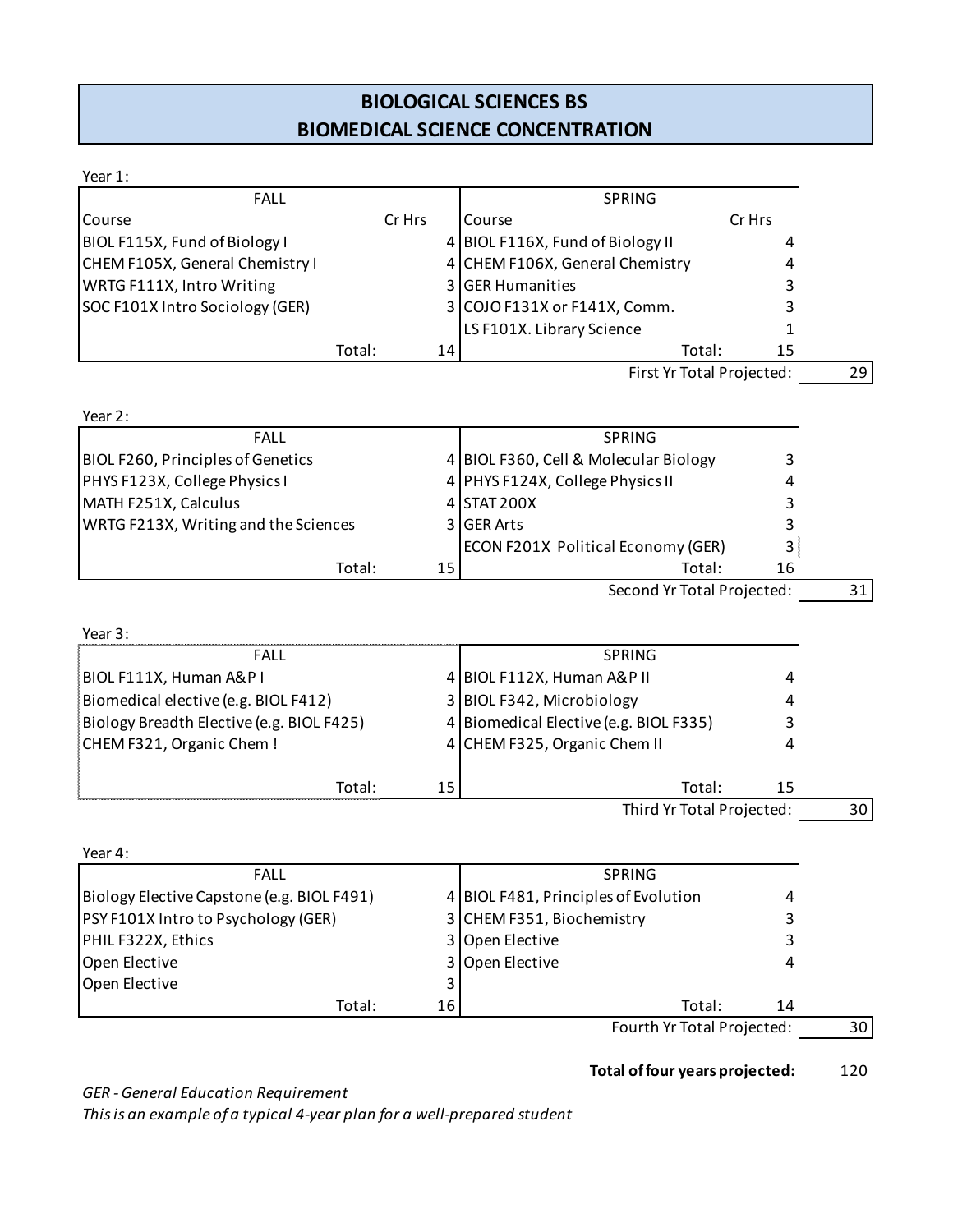# BIOLOGICAL SCIENCES BS
## BIOMEDICAL SCIENCE CONCENTRATION

Year 1:

| FALL | | SPRING | |
|---|---|---|---|
| Course | Cr Hrs | Course | Cr Hrs |
| BIOL F115X, Fund of Biology I | 4 | BIOL F116X, Fund of Biology II | 4 |
| CHEM F105X, General Chemistry I | 4 | CHEM F106X, General Chemistry | 4 |
| WRTG F111X, Intro Writing | 3 | GER Humanities | 3 |
| SOC F101X Intro Sociology (GER) | 3 | COJO F131X or F141X, Comm. | 3 |
| | | LS F101X. Library Science | 1 |
| Total: | 14 | Total: | 15 |

First Yr Total Projected: 29

Year 2:

| FALL | | SPRING | |
|---|---|---|---|
| BIOL F260, Principles of Genetics | 4 | BIOL F360, Cell & Molecular Biology | 3 |
| PHYS F123X, College Physics I | 4 | PHYS F124X, College Physics II | 4 |
| MATH F251X, Calculus | 4 | STAT 200X | 3 |
| WRTG F213X, Writing and the Sciences | 3 | GER Arts | 3 |
| | | ECON F201X Political Economy (GER) | 3 |
| Total: | 15 | Total: | 16 |

Second Yr Total Projected: 31

Year 3:

| FALL | | SPRING | |
|---|---|---|---|
| BIOL F111X, Human A&P I | 4 | BIOL F112X, Human A&P II | 4 |
| Biomedical elective (e.g. BIOL F412) | 3 | BIOL F342, Microbiology | 4 |
| Biology Breadth Elective (e.g. BIOL F425) | 4 | Biomedical Elective (e.g. BIOL F335) | 3 |
| CHEM F321, Organic Chem ! | 4 | CHEM F325, Organic Chem II | 4 |
| Total: | 15 | Total: | 15 |

Third Yr Total Projected: 30

Year 4:

| FALL | | SPRING | |
|---|---|---|---|
| Biology Elective Capstone (e.g. BIOL F491) | 4 | BIOL F481, Principles of Evolution | 4 |
| PSY F101X Intro to Psychology (GER) | 3 | CHEM F351, Biochemistry | 3 |
| PHIL F322X, Ethics | 3 | Open Elective | 3 |
| Open Elective | 3 | Open Elective | 4 |
| Open Elective | 3 | | |
| Total: | 16 | Total: | 14 |

Fourth Yr Total Projected: 30

**Total of four years projected:** 120

*GER - General Education Requirement*

*This is an example of a typical 4-year plan for a well-prepared student*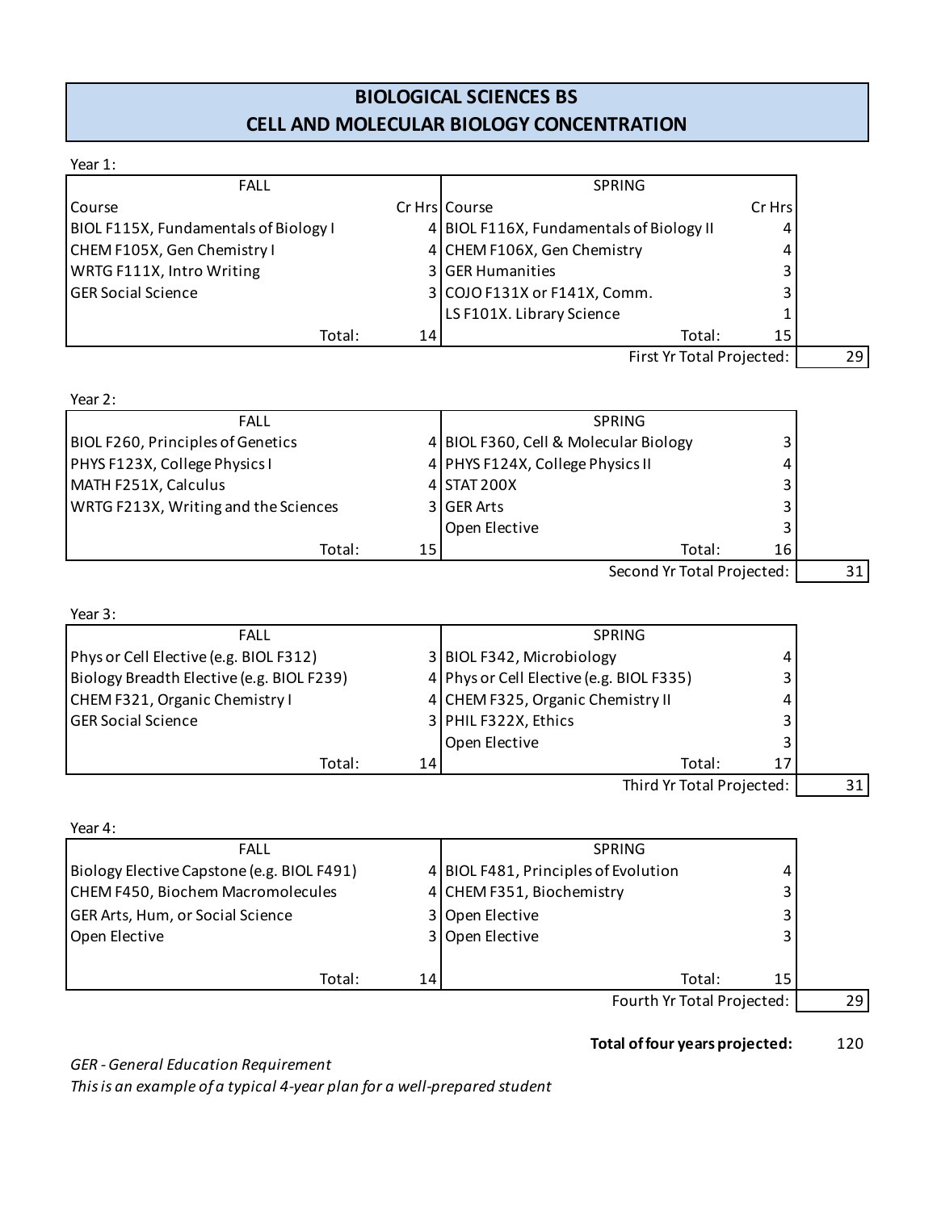# BIOLOGICAL SCIENCES BS
## CELL AND MOLECULAR BIOLOGY CONCENTRATION

Year 1:

| FALL | | SPRING | | |
|---|---|---|---|---|
| Course | Cr Hrs | Course | Cr Hrs | |
| BIOL F115X, Fundamentals of Biology I | 4 | BIOL F116X, Fundamentals of Biology II | 4 | |
| CHEM F105X, Gen Chemistry I | 4 | CHEM F106X, Gen Chemistry | 4 | |
| WRTG F111X, Intro Writing | 3 | GER Humanities | 3 | |
| GER Social Science | 3 | COJO F131X or F141X, Comm. | 3 | |
| | | LS F101X. Library Science | 1 | |
| Total: | 14 | Total: | 15 | |
| | | First Yr Total Projected: | | 29 |

Year 2:

| FALL | | SPRING | | |
|---|---|---|---|---|
| BIOL F260, Principles of Genetics | 4 | BIOL F360, Cell & Molecular Biology | 3 | |
| PHYS F123X, College Physics I | 4 | PHYS F124X, College Physics II | 4 | |
| MATH F251X, Calculus | 4 | STAT 200X | 3 | |
| WRTG F213X, Writing and the Sciences | 3 | GER Arts | 3 | |
| | | Open Elective | 3 | |
| Total: | 15 | Total: | 16 | |
| | | Second Yr Total Projected: | | 31 |

Year 3:

| FALL | | SPRING | | |
|---|---|---|---|---|
| Phys or Cell Elective (e.g. BIOL F312) | 3 | BIOL F342, Microbiology | 4 | |
| Biology Breadth Elective (e.g. BIOL F239) | 4 | Phys or Cell Elective (e.g. BIOL F335) | 3 | |
| CHEM F321, Organic Chemistry I | 4 | CHEM F325, Organic Chemistry II | 4 | |
| GER Social Science | 3 | PHIL F322X, Ethics | 3 | |
| | | Open Elective | 3 | |
| Total: | 14 | Total: | 17 | |
| | | Third Yr Total Projected: | | 31 |

Year 4:

| FALL | | SPRING | | |
|---|---|---|---|---|
| Biology Elective Capstone (e.g. BIOL F491) | 4 | BIOL F481, Principles of Evolution | 4 | |
| CHEM F450, Biochem Macromolecules | 4 | CHEM F351, Biochemistry | 3 | |
| GER Arts, Hum, or Social Science | 3 | Open Elective | 3 | |
| Open Elective | 3 | Open Elective | 3 | |
| Total: | 14 | Total: | 15 | |
| | | Fourth Yr Total Projected: | | 29 |

**Total of four years projected:** 120

*GER - General Education Requirement*

*This is an example of a typical 4-year plan for a well-prepared student*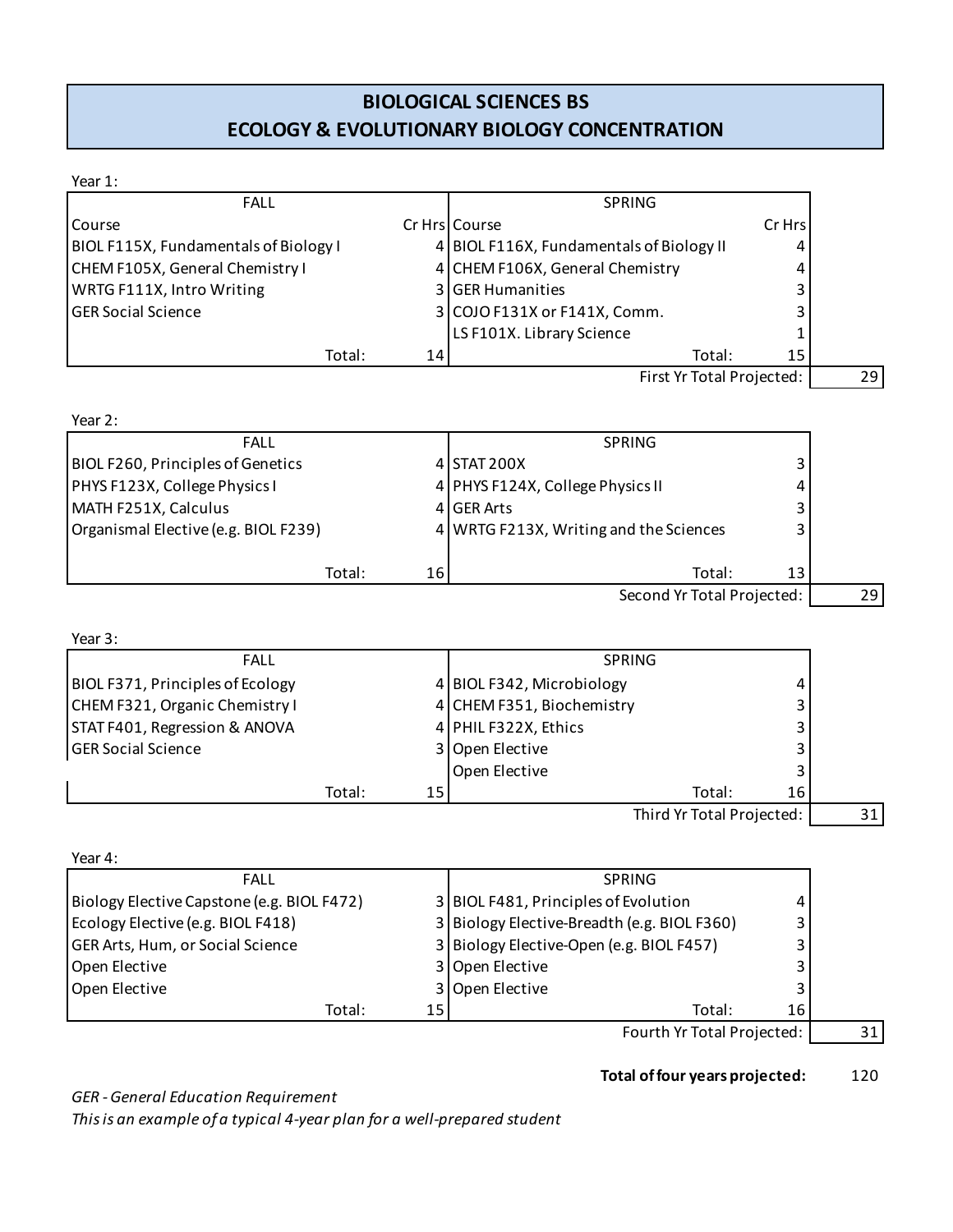# BIOLOGICAL SCIENCES BS
# ECOLOGY & EVOLUTIONARY BIOLOGY CONCENTRATION

Year 1:

| FALL | | SPRING | |
|---|---|---|---|
| Course | Cr Hrs | Course | Cr Hrs |
| BIOL F115X, Fundamentals of Biology I | 4 | BIOL F116X, Fundamentals of Biology II | 4 |
| CHEM F105X, General Chemistry I | 4 | CHEM F106X, General Chemistry | 4 |
| WRTG F111X, Intro Writing | 3 | GER Humanities | 3 |
| GER Social Science | 3 | COJO F131X or F141X, Comm. | 3 |
| | | LS F101X. Library Science | 1 |
| Total: | 14 | Total: | 15 |
| | | First Yr Total Projected: | 29 |

Year 2:

| FALL | | SPRING | |
|---|---|---|---|
| BIOL F260, Principles of Genetics | 4 | STAT 200X | 3 |
| PHYS F123X, College Physics I | 4 | PHYS F124X, College Physics II | 4 |
| MATH F251X, Calculus | 4 | GER Arts | 3 |
| Organismal Elective (e.g. BIOL F239) | 4 | WRTG F213X, Writing and the Sciences | 3 |
| Total: | 16 | Total: | 13 |
| | | Second Yr Total Projected: | 29 |

Year 3:

| FALL | | SPRING | |
|---|---|---|---|
| BIOL F371, Principles of Ecology | 4 | BIOL F342, Microbiology | 4 |
| CHEM F321, Organic Chemistry I | 4 | CHEM F351, Biochemistry | 3 |
| STAT F401, Regression & ANOVA | 4 | PHIL F322X, Ethics | 3 |
| GER Social Science | 3 | Open Elective | 3 |
| | | Open Elective | 3 |
| Total: | 15 | Total: | 16 |
| | | Third Yr Total Projected: | 31 |

Year 4:

| FALL | | SPRING | |
|---|---|---|---|
| Biology Elective Capstone (e.g. BIOL F472) | 3 | BIOL F481, Principles of Evolution | 4 |
| Ecology Elective (e.g. BIOL F418) | 3 | Biology Elective-Breadth (e.g. BIOL F360) | 3 |
| GER Arts, Hum, or Social Science | 3 | Biology Elective-Open (e.g. BIOL F457) | 3 |
| Open Elective | 3 | Open Elective | 3 |
| Open Elective | 3 | Open Elective | 3 |
| Total: | 15 | Total: | 16 |
| | | Fourth Yr Total Projected: | 31 |

**Total of four years projected:** 120

*GER - General Education Requirement*
*This is an example of a typical 4-year plan for a well-prepared student*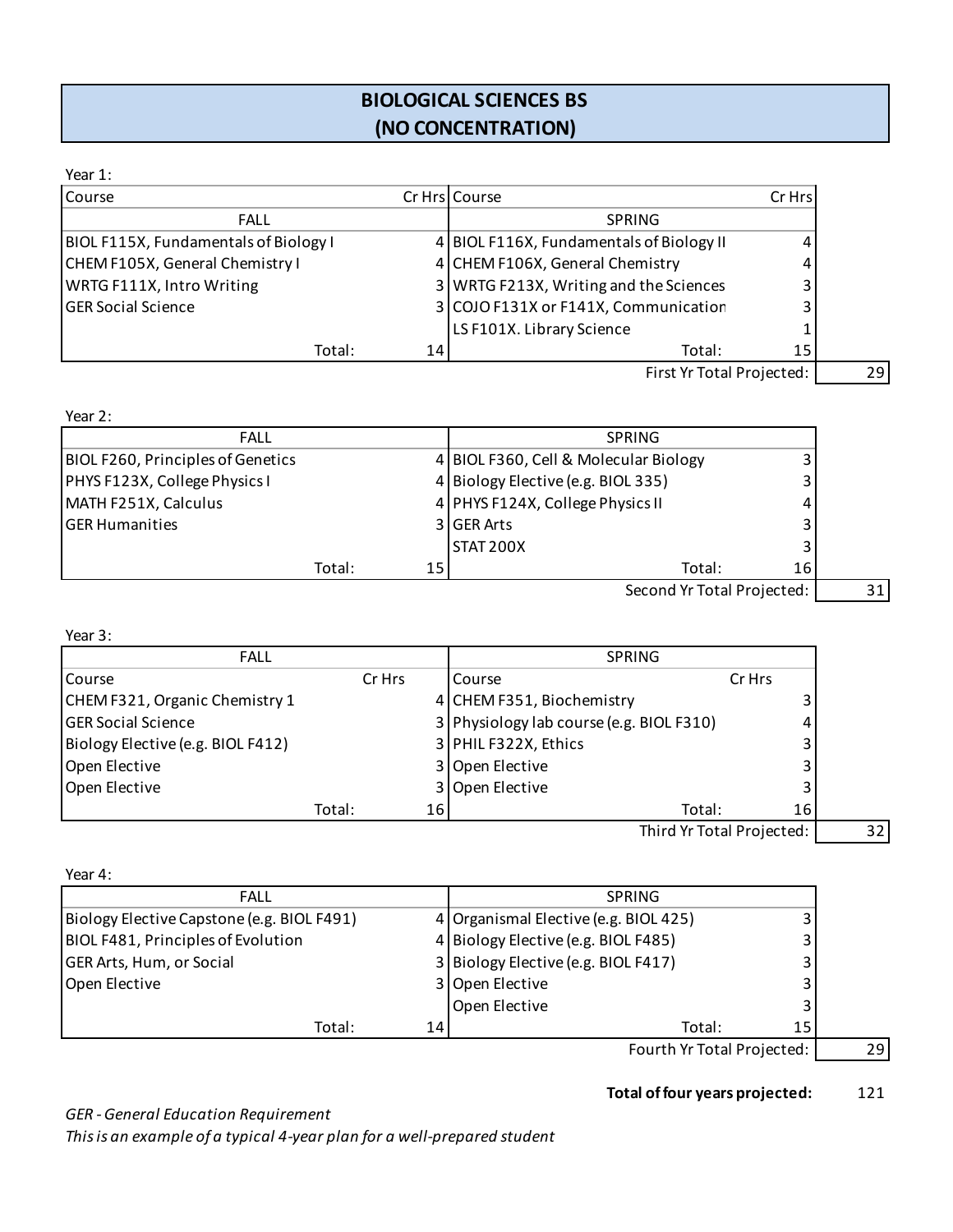# BIOLOGICAL SCIENCES BS
# (NO CONCENTRATION)

Year 1:

| Course | Cr Hrs | Course | Cr Hrs | |
|---|---|---|---|---|
| FALL | | SPRING | | |
| BIOL F115X, Fundamentals of Biology I | 4 | BIOL F116X, Fundamentals of Biology II | 4 | |
| CHEM F105X, General Chemistry I | 4 | CHEM F106X, General Chemistry | 4 | |
| WRTG F111X, Intro Writing | 3 | WRTG F213X, Writing and the Sciences | 3 | |
| GER Social Science | 3 | COJO F131X or F141X, Communication | 3 | |
| | | LS F101X. Library Science | 1 | |
| Total: | 14 | Total: | 15 | |
| | | First Yr Total Projected: | | 29 |

Year 2:

| FALL | | SPRING | | |
|---|---|---|---|---|
| BIOL F260, Principles of Genetics | 4 | BIOL F360, Cell & Molecular Biology | 3 | |
| PHYS F123X, College Physics I | 4 | Biology Elective (e.g. BIOL 335) | 3 | |
| MATH F251X, Calculus | 4 | PHYS F124X, College Physics II | 4 | |
| GER Humanities | 3 | GER Arts | 3 | |
| | | STAT 200X | 3 | |
| Total: | 15 | Total: | 16 | |
| | | Second Yr Total Projected: | | 31 |

Year 3:

| FALL | | SPRING | | |
|---|---|---|---|---|
| Course | Cr Hrs | Course | Cr Hrs | |
| CHEM F321, Organic Chemistry 1 | 4 | CHEM F351, Biochemistry | 3 | |
| GER Social Science | 3 | Physiology lab course (e.g. BIOL F310) | 4 | |
| Biology Elective (e.g. BIOL F412) | 3 | PHIL F322X, Ethics | 3 | |
| Open Elective | 3 | Open Elective | 3 | |
| Open Elective | 3 | Open Elective | 3 | |
| Total: | 16 | Total: | 16 | |
| | | Third Yr Total Projected: | | 32 |

Year 4:

| FALL | | SPRING | | |
|---|---|---|---|---|
| Biology Elective Capstone (e.g. BIOL F491) | 4 | Organismal Elective (e.g. BIOL 425) | 3 | |
| BIOL F481, Principles of Evolution | 4 | Biology Elective (e.g. BIOL F485) | 3 | |
| GER Arts, Hum, or Social | 3 | Biology Elective (e.g. BIOL F417) | 3 | |
| Open Elective | 3 | Open Elective | 3 | |
| | | Open Elective | 3 | |
| Total: | 14 | Total: | 15 | |
| | | Fourth Yr Total Projected: | | 29 |

**Total of four years projected:** 121

*GER - General Education Requirement*

*This is an example of a typical 4-year plan for a well-prepared student*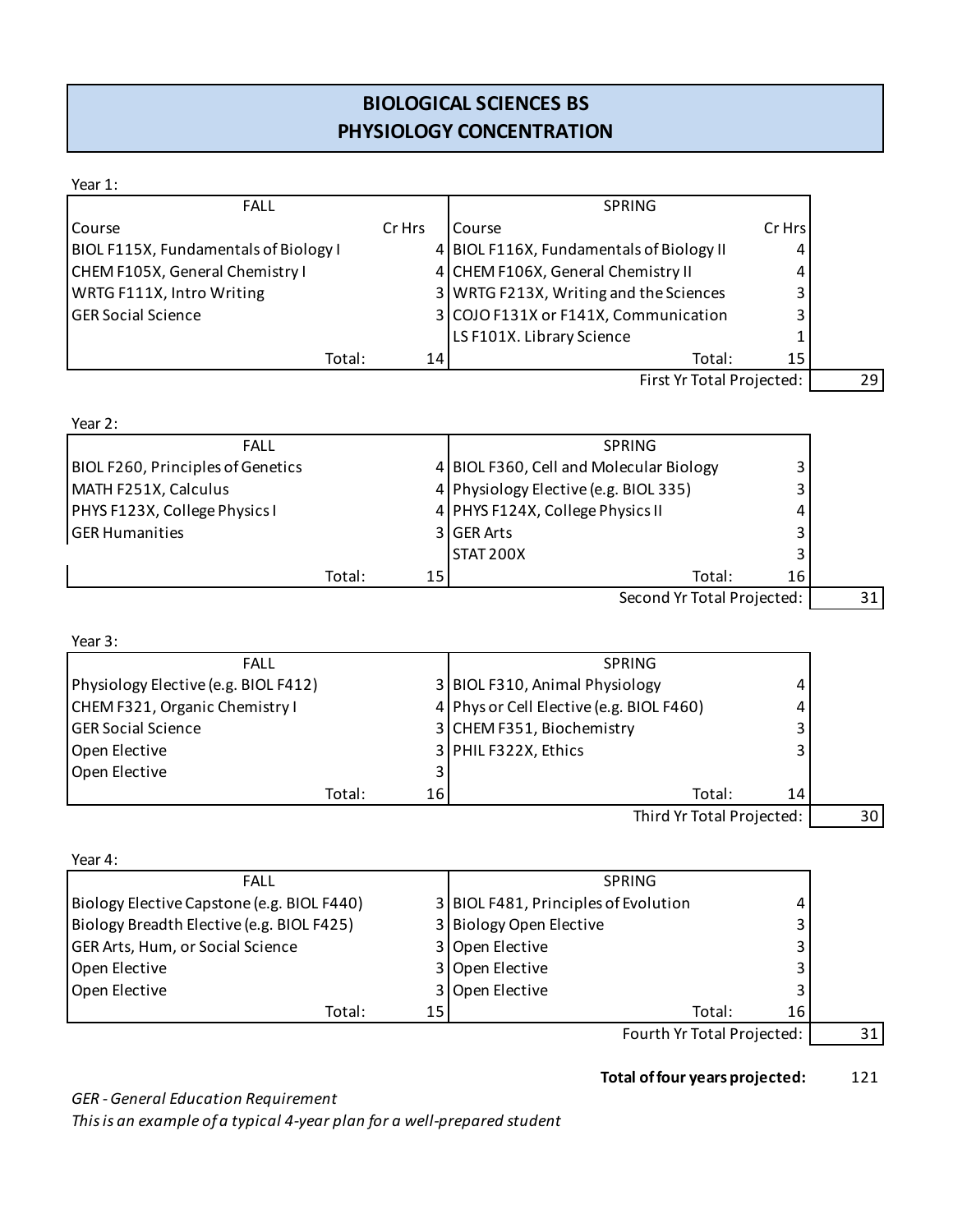# BIOLOGICAL SCIENCES BS
## PHYSIOLOGY CONCENTRATION

Year 1:

| FALL | | SPRING | | |
|---|---|---|---|---|
| Course | Cr Hrs | Course | Cr Hrs | |
| BIOL F115X, Fundamentals of Biology I | 4 | BIOL F116X, Fundamentals of Biology II | 4 | |
| CHEM F105X, General Chemistry I | 4 | CHEM F106X, General Chemistry II | 4 | |
| WRTG F111X, Intro Writing | 3 | WRTG F213X, Writing and the Sciences | 3 | |
| GER Social Science | 3 | COJO F131X or F141X, Communication | 3 | |
| | | LS F101X. Library Science | 1 | |
| Total: | 14 | Total: | 15 | |
| | | First Yr Total Projected: | | 29 |

Year 2:

| FALL | | SPRING | | |
|---|---|---|---|---|
| BIOL F260, Principles of Genetics | 4 | BIOL F360, Cell and Molecular Biology | 3 | |
| MATH F251X, Calculus | 4 | Physiology Elective (e.g. BIOL 335) | 3 | |
| PHYS F123X, College Physics I | 4 | PHYS F124X, College Physics II | 4 | |
| GER Humanities | 3 | GER Arts | 3 | |
| | | STAT 200X | 3 | |
| Total: | 15 | Total: | 16 | |
| | | Second Yr Total Projected: | | 31 |

Year 3:

| FALL | | SPRING | | |
|---|---|---|---|---|
| Physiology Elective (e.g. BIOL F412) | 3 | BIOL F310, Animal Physiology | 4 | |
| CHEM F321, Organic Chemistry I | 4 | Phys or Cell Elective (e.g. BIOL F460) | 4 | |
| GER Social Science | 3 | CHEM F351, Biochemistry | 3 | |
| Open Elective | 3 | PHIL F322X, Ethics | 3 | |
| Open Elective | 3 | | | |
| Total: | 16 | Total: | 14 | |
| | | Third Yr Total Projected: | | 30 |

Year 4:

| FALL | | SPRING | | |
|---|---|---|---|---|
| Biology Elective Capstone (e.g. BIOL F440) | 3 | BIOL F481, Principles of Evolution | 4 | |
| Biology Breadth Elective (e.g. BIOL F425) | 3 | Biology Open Elective | 3 | |
| GER Arts, Hum, or Social Science | 3 | Open Elective | 3 | |
| Open Elective | 3 | Open Elective | 3 | |
| Open Elective | 3 | Open Elective | 3 | |
| Total: | 15 | Total: | 16 | |
| | | Fourth Yr Total Projected: | | 31 |

**Total of four years projected:** 121

*GER - General Education Requirement*

*This is an example of a typical 4-year plan for a well-prepared student*